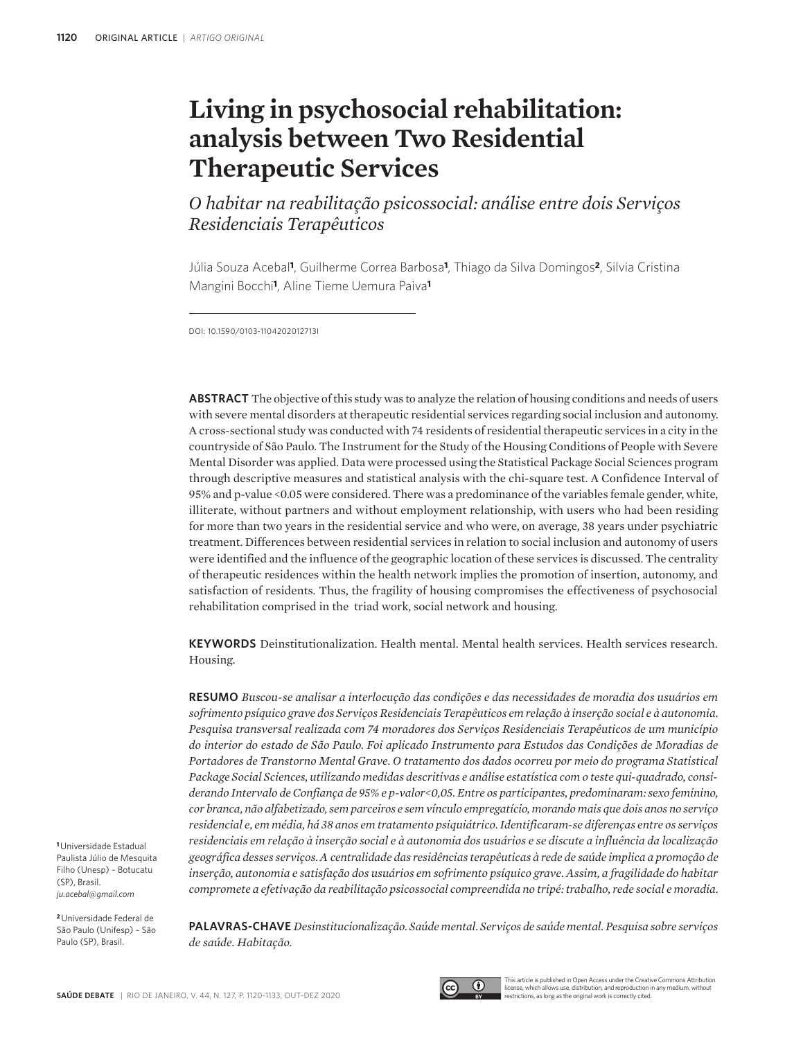# Living in psychosocial rehabilitation: analysis between Two Residential Therapeutic Services

*O habitar na reabilitação psicossocial: análise entre dois Serviços Residenciais Terapêuticos*

Júlia Souza Acebal[1], Guilherme Correa Barbosa[1], Thiago da Silva Domingos[2], Silvia Cristina Mangini Bocchi[1], Aline Tieme Uemura Paiva[1]

DOI: 10.1590/0103-1104202012713I

**ABSTRACT** The objective of this study was to analyze the relation of housing conditions and needs of users with severe mental disorders at therapeutic residential services regarding social inclusion and autonomy. A cross-sectional study was conducted with 74 residents of residential therapeutic services in a city in the countryside of São Paulo. The Instrument for the Study of the Housing Conditions of People with Severe Mental Disorder was applied. Data were processed using the Statistical Package Social Sciences program through descriptive measures and statistical analysis with the chi-square test. A Confidence Interval of 95% and p-value <0.05 were considered. There was a predominance of the variables female gender, white, illiterate, without partners and without employment relationship, with users who had been residing for more than two years in the residential service and who were, on average, 38 years under psychiatric treatment. Differences between residential services in relation to social inclusion and autonomy of users were identified and the influence of the geographic location of these services is discussed. The centrality of therapeutic residences within the health network implies the promotion of insertion, autonomy, and satisfaction of residents. Thus, the fragility of housing compromises the effectiveness of psychosocial rehabilitation comprised in the triad work, social network and housing.

**KEYWORDS** Deinstitutionalization. Health mental. Mental health services. Health services research. Housing.

**RESUMO** *Buscou-se analisar a interlocução das condições e das necessidades de moradia dos usuários em sofrimento psíquico grave dos Serviços Residenciais Terapêuticos em relação à inserção social e à autonomia. Pesquisa transversal realizada com 74 moradores dos Serviços Residenciais Terapêuticos de um município do interior do estado de São Paulo. Foi aplicado Instrumento para Estudos das Condições de Moradias de Portadores de Transtorno Mental Grave. O tratamento dos dados ocorreu por meio do programa Statistical Package Social Sciences, utilizando medidas descritivas e análise estatística com o teste qui-quadrado, considerando Intervalo de Confiança de 95% e p-valor<0,05. Entre os participantes, predominaram: sexo feminino, cor branca, não alfabetizado, sem parceiros e sem vínculo empregatício, morando mais que dois anos no serviço residencial e, em média, há 38 anos em tratamento psiquiátrico. Identificaram-se diferenças entre os serviços residenciais em relação à inserção social e à autonomia dos usuários e se discute a influência da localização geográfica desses serviços. A centralidade das residências terapêuticas à rede de saúde implica a promoção de inserção, autonomia e satisfação dos usuários em sofrimento psíquico grave. Assim, a fragilidade do habitar compromete a efetivação da reabilitação psicossocial compreendida no tripé: trabalho, rede social e moradia.*

**PALAVRAS-CHAVE** *Desinstitucionalização. Saúde mental. Serviços de saúde mental. Pesquisa sobre serviços de saúde. Habitação.*

[1] Universidade Estadual Paulista Júlio de Mesquita Filho (Unesp) – Botucatu (SP), Brasil. *ju.acebal@gmail.com*

[2] Universidade Federal de São Paulo (Unifesp) – São Paulo (SP), Brasil.

This article is published in Open Access under the Creative Commons Attribution license, which allows use, distribution, and reproduction in any medium, without restrictions, as long as the original work is correctly cited.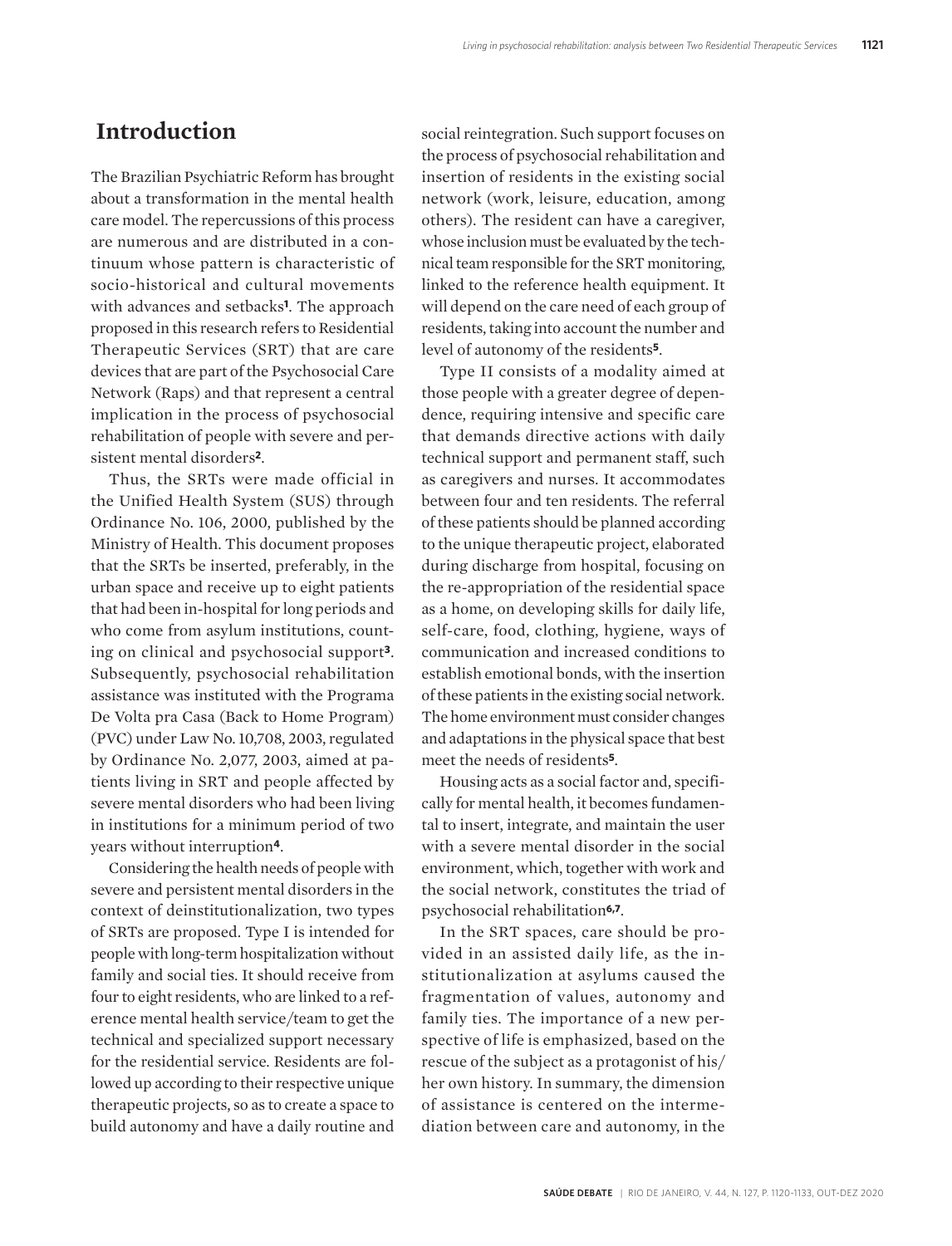## Introduction

The Brazilian Psychiatric Reform has brought about a transformation in the mental health care model. The repercussions of this process are numerous and are distributed in a continuum whose pattern is characteristic of socio-historical and cultural movements with advances and setbacks[1]. The approach proposed in this research refers to Residential Therapeutic Services (SRT) that are care devices that are part of the Psychosocial Care Network (Raps) and that represent a central implication in the process of psychosocial rehabilitation of people with severe and persistent mental disorders[2].

Thus, the SRTs were made official in the Unified Health System (SUS) through Ordinance No. 106, 2000, published by the Ministry of Health. This document proposes that the SRTs be inserted, preferably, in the urban space and receive up to eight patients that had been in-hospital for long periods and who come from asylum institutions, counting on clinical and psychosocial support[3]. Subsequently, psychosocial rehabilitation assistance was instituted with the Programa De Volta pra Casa (Back to Home Program) (PVC) under Law No. 10,708, 2003, regulated by Ordinance No. 2,077, 2003, aimed at patients living in SRT and people affected by severe mental disorders who had been living in institutions for a minimum period of two years without interruption[4].

Considering the health needs of people with severe and persistent mental disorders in the context of deinstitutionalization, two types of SRTs are proposed. Type I is intended for people with long-term hospitalization without family and social ties. It should receive from four to eight residents, who are linked to a reference mental health service/team to get the technical and specialized support necessary for the residential service. Residents are followed up according to their respective unique therapeutic projects, so as to create a space to build autonomy and have a daily routine and social reintegration. Such support focuses on the process of psychosocial rehabilitation and insertion of residents in the existing social network (work, leisure, education, among others). The resident can have a caregiver, whose inclusion must be evaluated by the technical team responsible for the SRT monitoring, linked to the reference health equipment. It will depend on the care need of each group of residents, taking into account the number and level of autonomy of the residents[5].

Type II consists of a modality aimed at those people with a greater degree of dependence, requiring intensive and specific care that demands directive actions with daily technical support and permanent staff, such as caregivers and nurses. It accommodates between four and ten residents. The referral of these patients should be planned according to the unique therapeutic project, elaborated during discharge from hospital, focusing on the re-appropriation of the residential space as a home, on developing skills for daily life, self-care, food, clothing, hygiene, ways of communication and increased conditions to establish emotional bonds, with the insertion of these patients in the existing social network. The home environment must consider changes and adaptations in the physical space that best meet the needs of residents[5].

Housing acts as a social factor and, specifically for mental health, it becomes fundamental to insert, integrate, and maintain the user with a severe mental disorder in the social environment, which, together with work and the social network, constitutes the triad of psychosocial rehabilitation[6,7].

In the SRT spaces, care should be provided in an assisted daily life, as the institutionalization at asylums caused the fragmentation of values, autonomy and family ties. The importance of a new perspective of life is emphasized, based on the rescue of the subject as a protagonist of his/her own history. In summary, the dimension of assistance is centered on the intermediation between care and autonomy, in the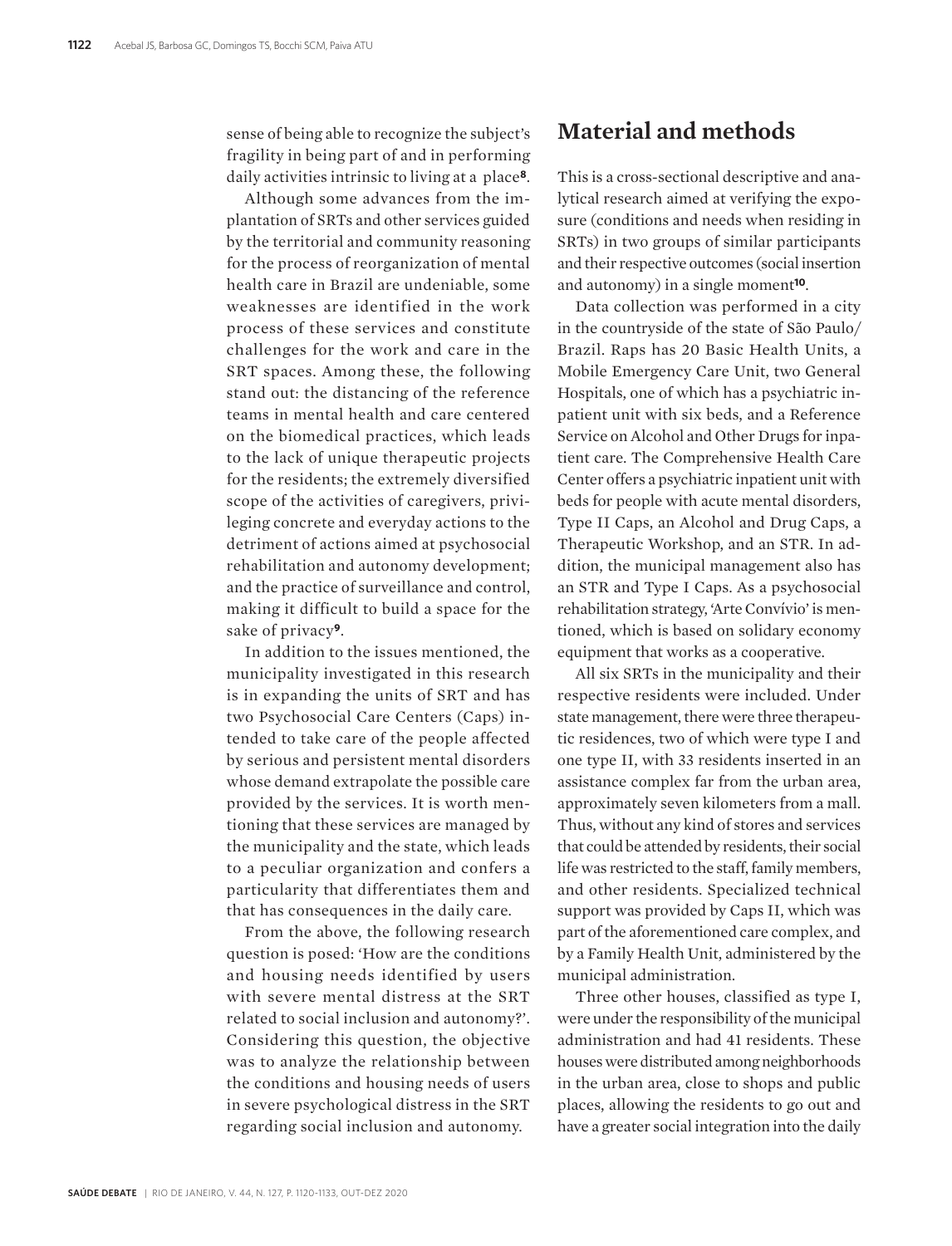sense of being able to recognize the subject's fragility in being part of and in performing daily activities intrinsic to living at a place[8].

Although some advances from the implantation of SRTs and other services guided by the territorial and community reasoning for the process of reorganization of mental health care in Brazil are undeniable, some weaknesses are identified in the work process of these services and constitute challenges for the work and care in the SRT spaces. Among these, the following stand out: the distancing of the reference teams in mental health and care centered on the biomedical practices, which leads to the lack of unique therapeutic projects for the residents; the extremely diversified scope of the activities of caregivers, privileging concrete and everyday actions to the detriment of actions aimed at psychosocial rehabilitation and autonomy development; and the practice of surveillance and control, making it difficult to build a space for the sake of privacy[9].

In addition to the issues mentioned, the municipality investigated in this research is in expanding the units of SRT and has two Psychosocial Care Centers (Caps) intended to take care of the people affected by serious and persistent mental disorders whose demand extrapolate the possible care provided by the services. It is worth mentioning that these services are managed by the municipality and the state, which leads to a peculiar organization and confers a particularity that differentiates them and that has consequences in the daily care.

From the above, the following research question is posed: 'How are the conditions and housing needs identified by users with severe mental distress at the SRT related to social inclusion and autonomy?'. Considering this question, the objective was to analyze the relationship between the conditions and housing needs of users in severe psychological distress in the SRT regarding social inclusion and autonomy.

## Material and methods

This is a cross-sectional descriptive and analytical research aimed at verifying the exposure (conditions and needs when residing in SRTs) in two groups of similar participants and their respective outcomes (social insertion and autonomy) in a single moment[10].

Data collection was performed in a city in the countryside of the state of São Paulo/ Brazil. Raps has 20 Basic Health Units, a Mobile Emergency Care Unit, two General Hospitals, one of which has a psychiatric inpatient unit with six beds, and a Reference Service on Alcohol and Other Drugs for inpatient care. The Comprehensive Health Care Center offers a psychiatric inpatient unit with beds for people with acute mental disorders, Type II Caps, an Alcohol and Drug Caps, a Therapeutic Workshop, and an STR. In addition, the municipal management also has an STR and Type I Caps. As a psychosocial rehabilitation strategy, 'Arte Convívio' is mentioned, which is based on solidary economy equipment that works as a cooperative.

All six SRTs in the municipality and their respective residents were included. Under state management, there were three therapeutic residences, two of which were type I and one type II, with 33 residents inserted in an assistance complex far from the urban area, approximately seven kilometers from a mall. Thus, without any kind of stores and services that could be attended by residents, their social life was restricted to the staff, family members, and other residents. Specialized technical support was provided by Caps II, which was part of the aforementioned care complex, and by a Family Health Unit, administered by the municipal administration.

Three other houses, classified as type I, were under the responsibility of the municipal administration and had 41 residents. These houses were distributed among neighborhoods in the urban area, close to shops and public places, allowing the residents to go out and have a greater social integration into the daily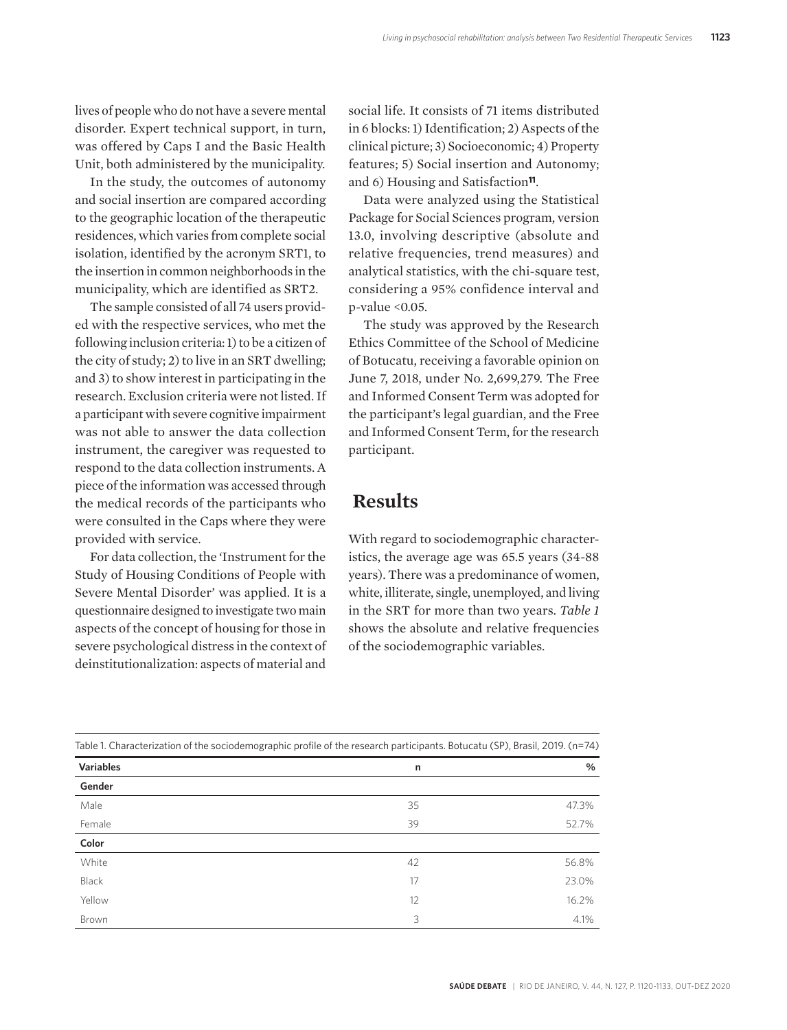lives of people who do not have a severe mental disorder. Expert technical support, in turn, was offered by Caps I and the Basic Health Unit, both administered by the municipality.

In the study, the outcomes of autonomy and social insertion are compared according to the geographic location of the therapeutic residences, which varies from complete social isolation, identified by the acronym SRT1, to the insertion in common neighborhoods in the municipality, which are identified as SRT2.

The sample consisted of all 74 users provided with the respective services, who met the following inclusion criteria: 1) to be a citizen of the city of study; 2) to live in an SRT dwelling; and 3) to show interest in participating in the research. Exclusion criteria were not listed. If a participant with severe cognitive impairment was not able to answer the data collection instrument, the caregiver was requested to respond to the data collection instruments. A piece of the information was accessed through the medical records of the participants who were consulted in the Caps where they were provided with service.

For data collection, the 'Instrument for the Study of Housing Conditions of People with Severe Mental Disorder' was applied. It is a questionnaire designed to investigate two main aspects of the concept of housing for those in severe psychological distress in the context of deinstitutionalization: aspects of material and social life. It consists of 71 items distributed in 6 blocks: 1) Identification; 2) Aspects of the clinical picture; 3) Socioeconomic; 4) Property features; 5) Social insertion and Autonomy; and 6) Housing and Satisfaction[11].

Data were analyzed using the Statistical Package for Social Sciences program, version 13.0, involving descriptive (absolute and relative frequencies, trend measures) and analytical statistics, with the chi-square test, considering a 95% confidence interval and p-value <0.05.

The study was approved by the Research Ethics Committee of the School of Medicine of Botucatu, receiving a favorable opinion on June 7, 2018, under No. 2,699,279. The Free and Informed Consent Term was adopted for the participant's legal guardian, and the Free and Informed Consent Term, for the research participant.

## Results

With regard to sociodemographic characteristics, the average age was 65.5 years (34-88 years). There was a predominance of women, white, illiterate, single, unemployed, and living in the SRT for more than two years. *Table 1* shows the absolute and relative frequencies of the sociodemographic variables.

Table 1. Characterization of the sociodemographic profile of the research participants. Botucatu (SP), Brasil, 2019. (n=74)

| Variables | n | % |
|---|---|---|
| **Gender** | | |
| Male | 35 | 47.3% |
| Female | 39 | 52.7% |
| **Color** | | |
| White | 42 | 56.8% |
| Black | 17 | 23.0% |
| Yellow | 12 | 16.2% |
| Brown | 3 | 4.1% |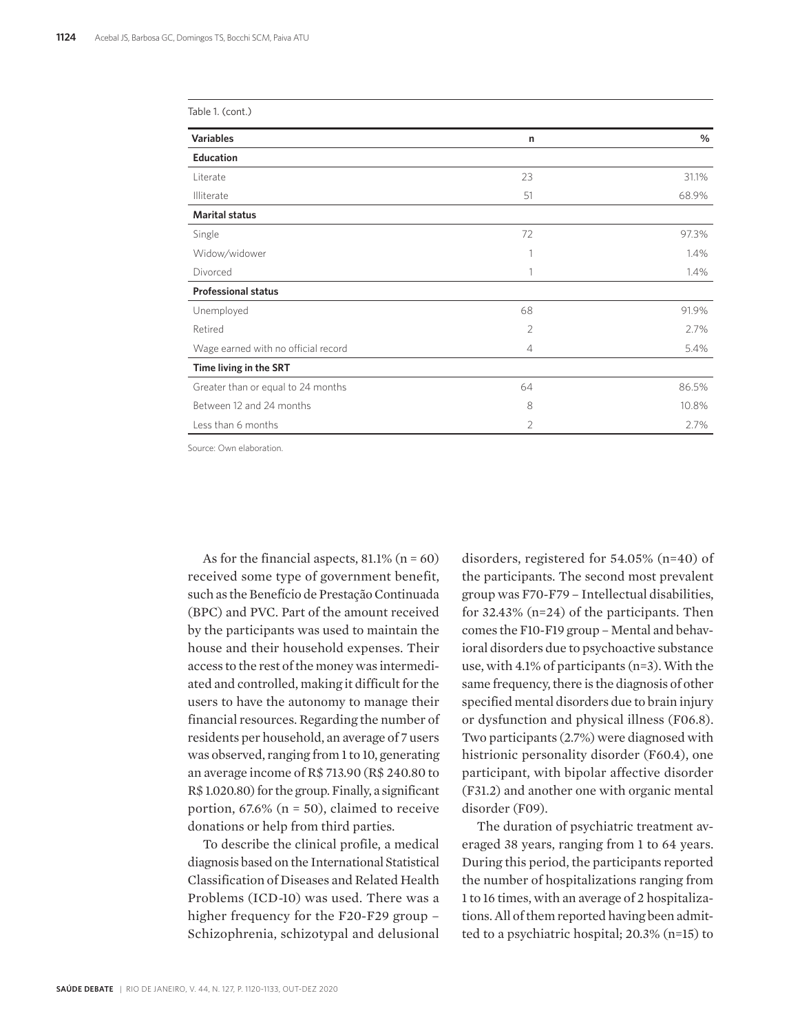Table 1. (cont.)

| Variables | n | % |
|---|---|---|
| **Education** | | |
| Literate | 23 | 31.1% |
| Illiterate | 51 | 68.9% |
| **Marital status** | | |
| Single | 72 | 97.3% |
| Widow/widower | 1 | 1.4% |
| Divorced | 1 | 1.4% |
| **Professional status** | | |
| Unemployed | 68 | 91.9% |
| Retired | 2 | 2.7% |
| Wage earned with no official record | 4 | 5.4% |
| **Time living in the SRT** | | |
| Greater than or equal to 24 months | 64 | 86.5% |
| Between 12 and 24 months | 8 | 10.8% |
| Less than 6 months | 2 | 2.7% |

Source: Own elaboration.

As for the financial aspects, 81.1% (n = 60) received some type of government benefit, such as the Benefício de Prestação Continuada (BPC) and PVC. Part of the amount received by the participants was used to maintain the house and their household expenses. Their access to the rest of the money was intermediated and controlled, making it difficult for the users to have the autonomy to manage their financial resources. Regarding the number of residents per household, an average of 7 users was observed, ranging from 1 to 10, generating an average income of R$ 713.90 (R$ 240.80 to R$ 1.020.80) for the group. Finally, a significant portion, 67.6% (n = 50), claimed to receive donations or help from third parties.

To describe the clinical profile, a medical diagnosis based on the International Statistical Classification of Diseases and Related Health Problems (ICD-10) was used. There was a higher frequency for the F20-F29 group – Schizophrenia, schizotypal and delusional disorders, registered for 54.05% (n=40) of the participants. The second most prevalent group was F70-F79 – Intellectual disabilities, for 32.43% (n=24) of the participants. Then comes the F10-F19 group – Mental and behavioral disorders due to psychoactive substance use, with 4.1% of participants (n=3). With the same frequency, there is the diagnosis of other specified mental disorders due to brain injury or dysfunction and physical illness (F06.8). Two participants (2.7%) were diagnosed with histrionic personality disorder (F60.4), one participant, with bipolar affective disorder (F31.2) and another one with organic mental disorder (F09).

The duration of psychiatric treatment averaged 38 years, ranging from 1 to 64 years. During this period, the participants reported the number of hospitalizations ranging from 1 to 16 times, with an average of 2 hospitalizations. All of them reported having been admitted to a psychiatric hospital; 20.3% (n=15) to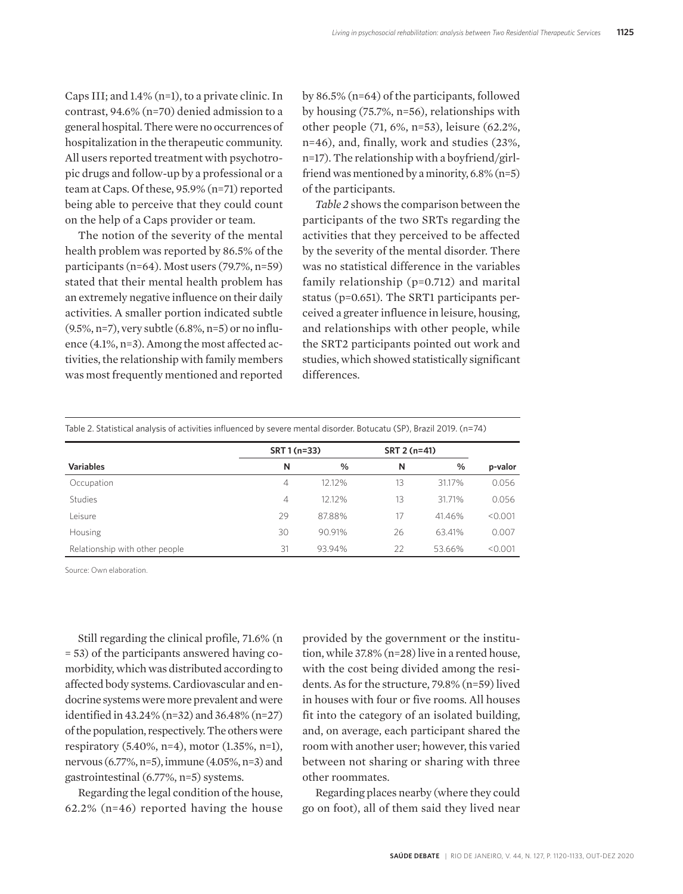Caps III; and 1.4% (n=1), to a private clinic. In contrast, 94.6% (n=70) denied admission to a general hospital. There were no occurrences of hospitalization in the therapeutic community. All users reported treatment with psychotropic drugs and follow-up by a professional or a team at Caps. Of these, 95.9% (n=71) reported being able to perceive that they could count on the help of a Caps provider or team.

The notion of the severity of the mental health problem was reported by 86.5% of the participants (n=64). Most users (79.7%, n=59) stated that their mental health problem has an extremely negative influence on their daily activities. A smaller portion indicated subtle (9.5%, n=7), very subtle (6.8%, n=5) or no influence (4.1%, n=3). Among the most affected activities, the relationship with family members was most frequently mentioned and reported by 86.5% (n=64) of the participants, followed by housing (75.7%, n=56), relationships with other people (71, 6%, n=53), leisure (62.2%, n=46), and, finally, work and studies (23%, n=17). The relationship with a boyfriend/girlfriend was mentioned by a minority, 6.8% (n=5) of the participants.

*Table 2* shows the comparison between the participants of the two SRTs regarding the activities that they perceived to be affected by the severity of the mental disorder. There was no statistical difference in the variables family relationship (p=0.712) and marital status (p=0.651). The SRT1 participants perceived a greater influence in leisure, housing, and relationships with other people, while the SRT2 participants pointed out work and studies, which showed statistically significant differences.

Table 2. Statistical analysis of activities influenced by severe mental disorder. Botucatu (SP), Brazil 2019. (n=74)

| | SRT 1 (n=33) | | SRT 2 (n=41) | | |
|---|---|---|---|---|---|
| **Variables** | **N** | **%** | **N** | **%** | **p-valor** |
| Occupation | 4 | 12.12% | 13 | 31.17% | 0.056 |
| Studies | 4 | 12.12% | 13 | 31.71% | 0.056 |
| Leisure | 29 | 87.88% | 17 | 41.46% | <0.001 |
| Housing | 30 | 90.91% | 26 | 63.41% | 0.007 |
| Relationship with other people | 31 | 93.94% | 22 | 53.66% | <0.001 |

Source: Own elaboration.

Still regarding the clinical profile, 71.6% (n = 53) of the participants answered having comorbidity, which was distributed according to affected body systems. Cardiovascular and endocrine systems were more prevalent and were identified in 43.24% (n=32) and 36.48% (n=27) of the population, respectively. The others were respiratory (5.40%, n=4), motor (1.35%, n=1), nervous (6.77%, n=5), immune (4.05%, n=3) and gastrointestinal (6.77%, n=5) systems.

Regarding the legal condition of the house, 62.2% (n=46) reported having the house provided by the government or the institution, while 37.8% (n=28) live in a rented house, with the cost being divided among the residents. As for the structure, 79.8% (n=59) lived in houses with four or five rooms. All houses fit into the category of an isolated building, and, on average, each participant shared the room with another user; however, this varied between not sharing or sharing with three other roommates.

Regarding places nearby (where they could go on foot), all of them said they lived near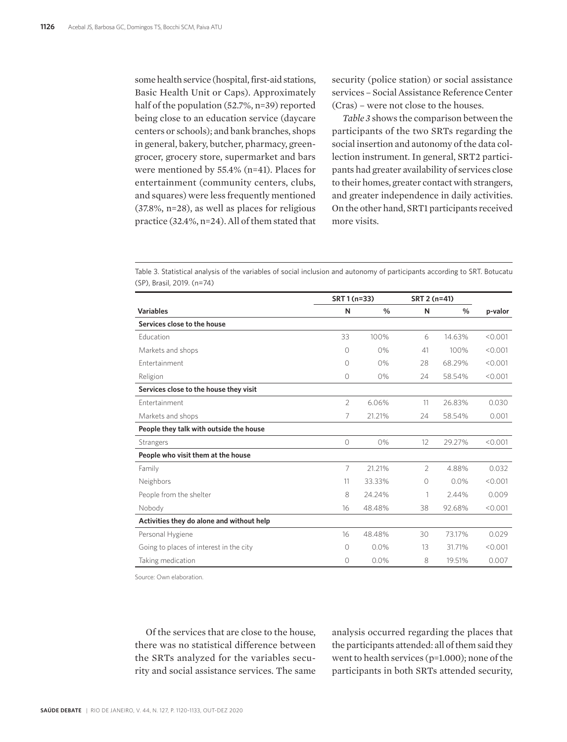some health service (hospital, first-aid stations, Basic Health Unit or Caps). Approximately half of the population (52.7%, n=39) reported being close to an education service (daycare centers or schools); and bank branches, shops in general, bakery, butcher, pharmacy, greengrocer, grocery store, supermarket and bars were mentioned by 55.4% (n=41). Places for entertainment (community centers, clubs, and squares) were less frequently mentioned (37.8%, n=28), as well as places for religious practice (32.4%, n=24). All of them stated that security (police station) or social assistance services – Social Assistance Reference Center (Cras) – were not close to the houses.

*Table 3* shows the comparison between the participants of the two SRTs regarding the social insertion and autonomy of the data collection instrument. In general, SRT2 participants had greater availability of services close to their homes, greater contact with strangers, and greater independence in daily activities. On the other hand, SRT1 participants received more visits.

Table 3. Statistical analysis of the variables of social inclusion and autonomy of participants according to SRT. Botucatu (SP), Brasil, 2019. (n=74)

| | SRT 1 (n=33) | | SRT 2 (n=41) | | |
|---|---|---|---|---|---|
| **Variables** | **N** | **%** | **N** | **%** | **p-valor** |
| **Services close to the house** | | | | | |
| Education | 33 | 100% | 6 | 14.63% | <0.001 |
| Markets and shops | 0 | 0% | 41 | 100% | <0.001 |
| Entertainment | 0 | 0% | 28 | 68.29% | <0.001 |
| Religion | 0 | 0% | 24 | 58.54% | <0.001 |
| **Services close to the house they visit** | | | | | |
| Entertainment | 2 | 6.06% | 11 | 26.83% | 0.030 |
| Markets and shops | 7 | 21.21% | 24 | 58.54% | 0.001 |
| **People they talk with outside the house** | | | | | |
| Strangers | 0 | 0% | 12 | 29.27% | <0.001 |
| **People who visit them at the house** | | | | | |
| Family | 7 | 21.21% | 2 | 4.88% | 0.032 |
| Neighbors | 11 | 33.33% | 0 | 0.0% | <0.001 |
| People from the shelter | 8 | 24.24% | 1 | 2.44% | 0.009 |
| Nobody | 16 | 48.48% | 38 | 92.68% | <0.001 |
| **Activities they do alone and without help** | | | | | |
| Personal Hygiene | 16 | 48.48% | 30 | 73.17% | 0.029 |
| Going to places of interest in the city | 0 | 0.0% | 13 | 31.71% | <0.001 |
| Taking medication | 0 | 0.0% | 8 | 19.51% | 0.007 |

Source: Own elaboration.

Of the services that are close to the house, there was no statistical difference between the SRTs analyzed for the variables security and social assistance services. The same analysis occurred regarding the places that the participants attended: all of them said they went to health services (p=1.000); none of the participants in both SRTs attended security,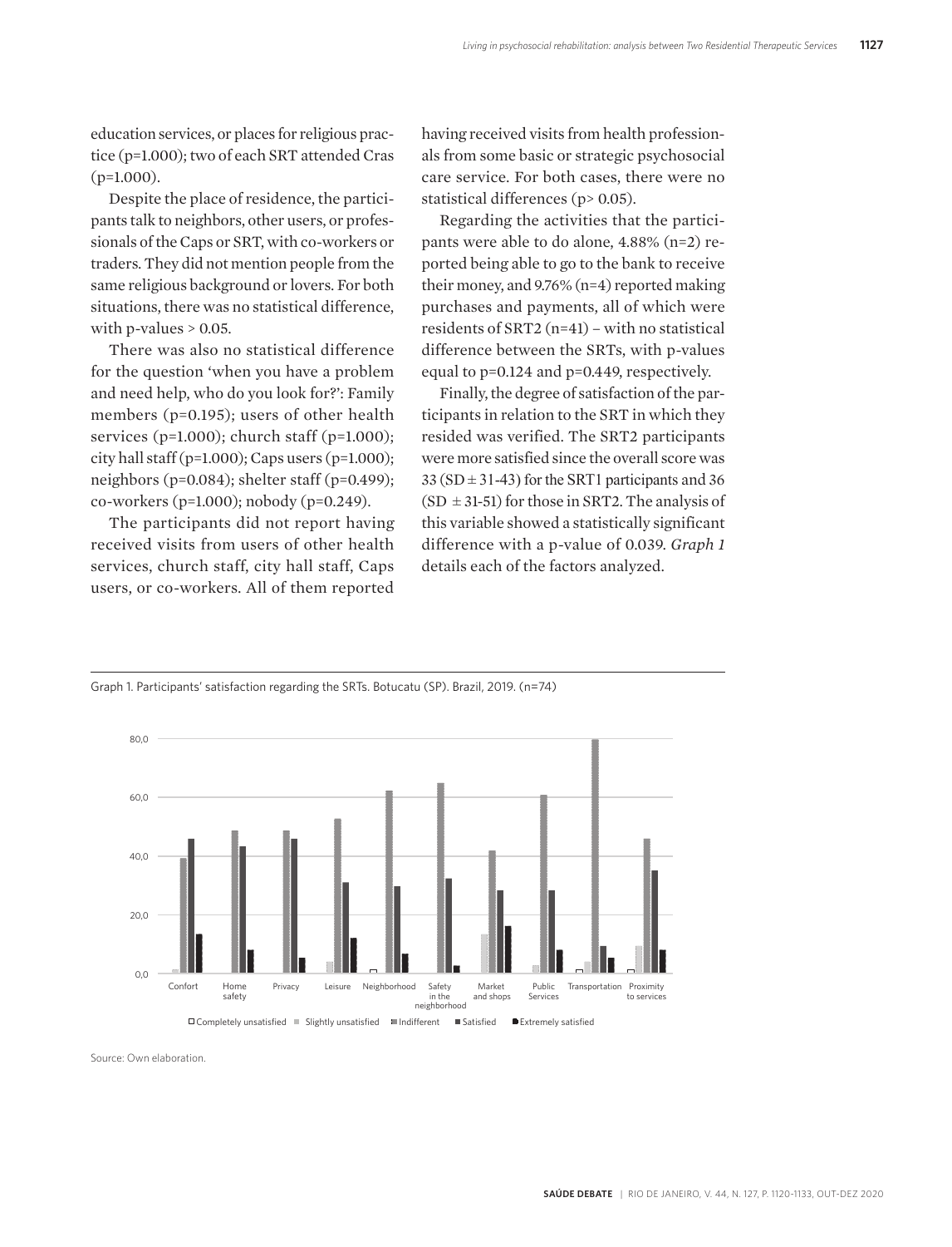education services, or places for religious practice (p=1.000); two of each SRT attended Cras (p=1.000).

Despite the place of residence, the participants talk to neighbors, other users, or professionals of the Caps or SRT, with co-workers or traders. They did not mention people from the same religious background or lovers. For both situations, there was no statistical difference, with p-values > 0.05.

There was also no statistical difference for the question 'when you have a problem and need help, who do you look for?': Family members (p=0.195); users of other health services (p=1.000); church staff (p=1.000); city hall staff (p=1.000); Caps users (p=1.000); neighbors (p=0.084); shelter staff (p=0.499); co-workers (p=1.000); nobody (p=0.249).

The participants did not report having received visits from users of other health services, church staff, city hall staff, Caps users, or co-workers. All of them reported having received visits from health professionals from some basic or strategic psychosocial care service. For both cases, there were no statistical differences (p> 0.05).

Regarding the activities that the participants were able to do alone, 4.88% (n=2) reported being able to go to the bank to receive their money, and 9.76% (n=4) reported making purchases and payments, all of which were residents of SRT2 (n=41) – with no statistical difference between the SRTs, with p-values equal to p=0.124 and p=0.449, respectively.

Finally, the degree of satisfaction of the participants in relation to the SRT in which they resided was verified. The SRT2 participants were more satisfied since the overall score was 33 (SD ± 31-43) for the SRT1 participants and 36 (SD ± 31-51) for those in SRT2. The analysis of this variable showed a statistically significant difference with a p-value of 0.039. *Graph 1* details each of the factors analyzed.

Graph 1. Participants' satisfaction regarding the SRTs. Botucatu (SP). Brazil, 2019. (n=74)

Source: Own elaboration.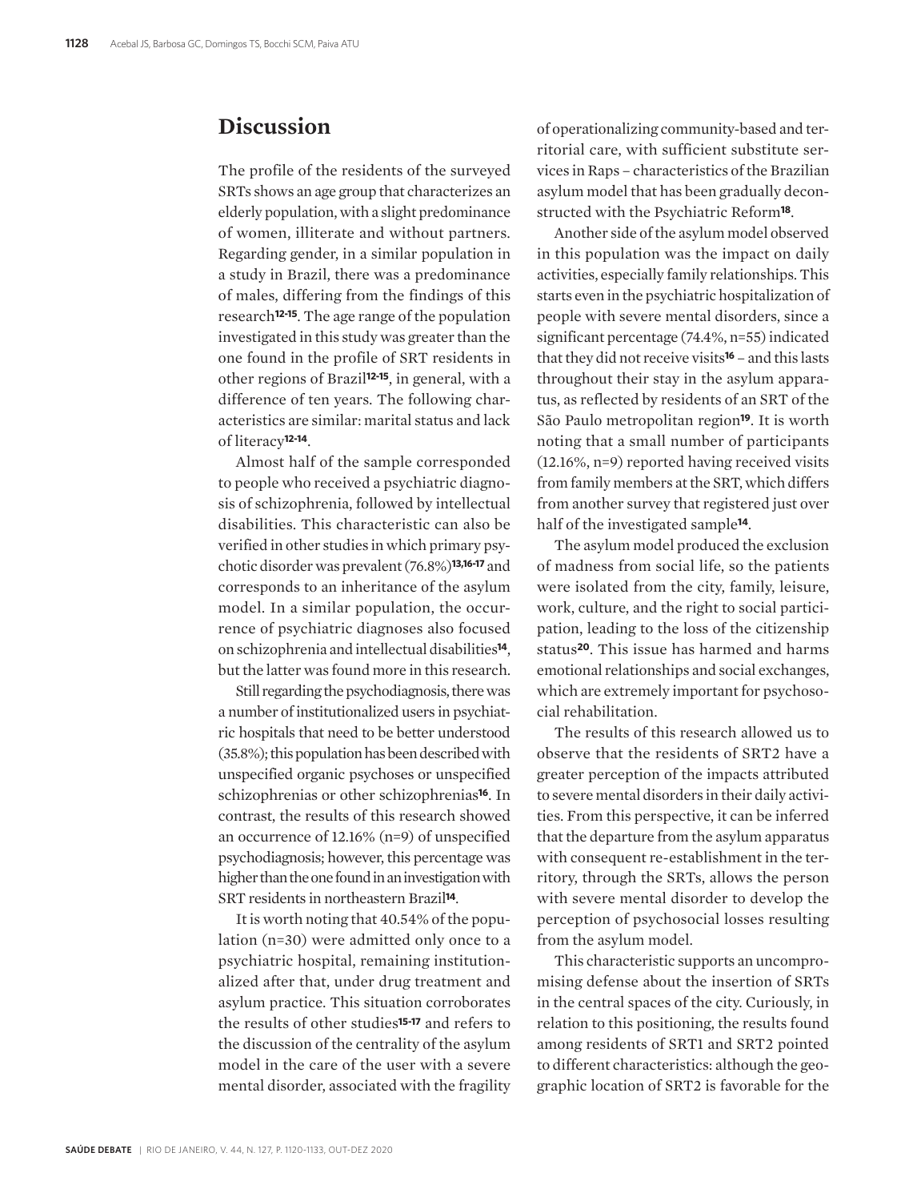## Discussion

The profile of the residents of the surveyed SRTs shows an age group that characterizes an elderly population, with a slight predominance of women, illiterate and without partners. Regarding gender, in a similar population in a study in Brazil, there was a predominance of males, differing from the findings of this research[12-15]. The age range of the population investigated in this study was greater than the one found in the profile of SRT residents in other regions of Brazil[12-15], in general, with a difference of ten years. The following characteristics are similar: marital status and lack of literacy[12-14].

Almost half of the sample corresponded to people who received a psychiatric diagnosis of schizophrenia, followed by intellectual disabilities. This characteristic can also be verified in other studies in which primary psychotic disorder was prevalent (76.8%)[13,16-17] and corresponds to an inheritance of the asylum model. In a similar population, the occurrence of psychiatric diagnoses also focused on schizophrenia and intellectual disabilities[14], but the latter was found more in this research.

Still regarding the psychodiagnosis, there was a number of institutionalized users in psychiatric hospitals that need to be better understood (35.8%); this population has been described with unspecified organic psychoses or unspecified schizophrenias or other schizophrenias[16]. In contrast, the results of this research showed an occurrence of 12.16% (n=9) of unspecified psychodiagnosis; however, this percentage was higher than the one found in an investigation with SRT residents in northeastern Brazil[14].

It is worth noting that 40.54% of the population (n=30) were admitted only once to a psychiatric hospital, remaining institutionalized after that, under drug treatment and asylum practice. This situation corroborates the results of other studies[15-17] and refers to the discussion of the centrality of the asylum model in the care of the user with a severe mental disorder, associated with the fragility of operationalizing community-based and territorial care, with sufficient substitute services in Raps – characteristics of the Brazilian asylum model that has been gradually deconstructed with the Psychiatric Reform[18].

Another side of the asylum model observed in this population was the impact on daily activities, especially family relationships. This starts even in the psychiatric hospitalization of people with severe mental disorders, since a significant percentage (74.4%, n=55) indicated that they did not receive visits[16] – and this lasts throughout their stay in the asylum apparatus, as reflected by residents of an SRT of the São Paulo metropolitan region[19]. It is worth noting that a small number of participants (12.16%, n=9) reported having received visits from family members at the SRT, which differs from another survey that registered just over half of the investigated sample[14].

The asylum model produced the exclusion of madness from social life, so the patients were isolated from the city, family, leisure, work, culture, and the right to social participation, leading to the loss of the citizenship status[20]. This issue has harmed and harms emotional relationships and social exchanges, which are extremely important for psychosocial rehabilitation.

The results of this research allowed us to observe that the residents of SRT2 have a greater perception of the impacts attributed to severe mental disorders in their daily activities. From this perspective, it can be inferred that the departure from the asylum apparatus with consequent re-establishment in the territory, through the SRTs, allows the person with severe mental disorder to develop the perception of psychosocial losses resulting from the asylum model.

This characteristic supports an uncompromising defense about the insertion of SRTs in the central spaces of the city. Curiously, in relation to this positioning, the results found among residents of SRT1 and SRT2 pointed to different characteristics: although the geographic location of SRT2 is favorable for the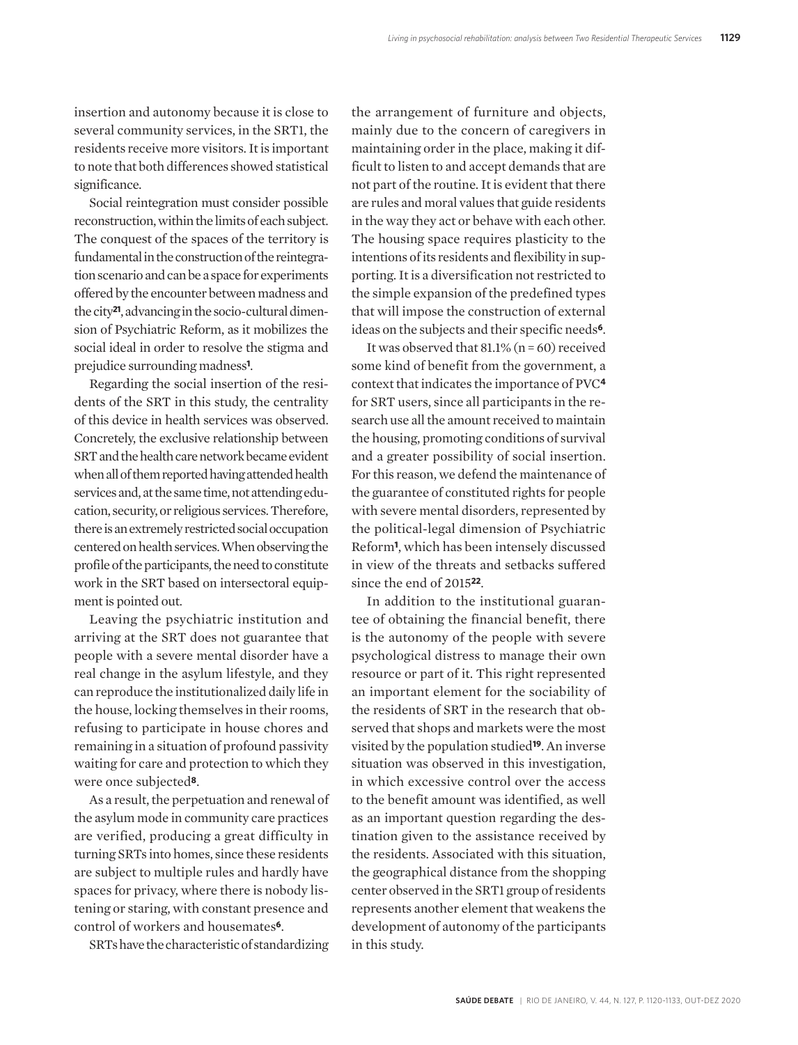insertion and autonomy because it is close to several community services, in the SRT1, the residents receive more visitors. It is important to note that both differences showed statistical significance.

Social reintegration must consider possible reconstruction, within the limits of each subject. The conquest of the spaces of the territory is fundamental in the construction of the reintegration scenario and can be a space for experiments offered by the encounter between madness and the city[21], advancing in the socio-cultural dimension of Psychiatric Reform, as it mobilizes the social ideal in order to resolve the stigma and prejudice surrounding madness[1].

Regarding the social insertion of the residents of the SRT in this study, the centrality of this device in health services was observed. Concretely, the exclusive relationship between SRT and the health care network became evident when all of them reported having attended health services and, at the same time, not attending education, security, or religious services. Therefore, there is an extremely restricted social occupation centered on health services. When observing the profile of the participants, the need to constitute work in the SRT based on intersectoral equipment is pointed out.

Leaving the psychiatric institution and arriving at the SRT does not guarantee that people with a severe mental disorder have a real change in the asylum lifestyle, and they can reproduce the institutionalized daily life in the house, locking themselves in their rooms, refusing to participate in house chores and remaining in a situation of profound passivity waiting for care and protection to which they were once subjected[8].

As a result, the perpetuation and renewal of the asylum mode in community care practices are verified, producing a great difficulty in turning SRTs into homes, since these residents are subject to multiple rules and hardly have spaces for privacy, where there is nobody listening or staring, with constant presence and control of workers and housemates[6].

SRTs have the characteristic of standardizing the arrangement of furniture and objects, mainly due to the concern of caregivers in maintaining order in the place, making it difficult to listen to and accept demands that are not part of the routine. It is evident that there are rules and moral values that guide residents in the way they act or behave with each other. The housing space requires plasticity to the intentions of its residents and flexibility in supporting. It is a diversification not restricted to the simple expansion of the predefined types that will impose the construction of external ideas on the subjects and their specific needs[6].

It was observed that 81.1% (n = 60) received some kind of benefit from the government, a context that indicates the importance of PVC[4] for SRT users, since all participants in the research use all the amount received to maintain the housing, promoting conditions of survival and a greater possibility of social insertion. For this reason, we defend the maintenance of the guarantee of constituted rights for people with severe mental disorders, represented by the political-legal dimension of Psychiatric Reform[1], which has been intensely discussed in view of the threats and setbacks suffered since the end of 2015[22].

In addition to the institutional guarantee of obtaining the financial benefit, there is the autonomy of the people with severe psychological distress to manage their own resource or part of it. This right represented an important element for the sociability of the residents of SRT in the research that observed that shops and markets were the most visited by the population studied[19]. An inverse situation was observed in this investigation, in which excessive control over the access to the benefit amount was identified, as well as an important question regarding the destination given to the assistance received by the residents. Associated with this situation, the geographical distance from the shopping center observed in the SRT1 group of residents represents another element that weakens the development of autonomy of the participants in this study.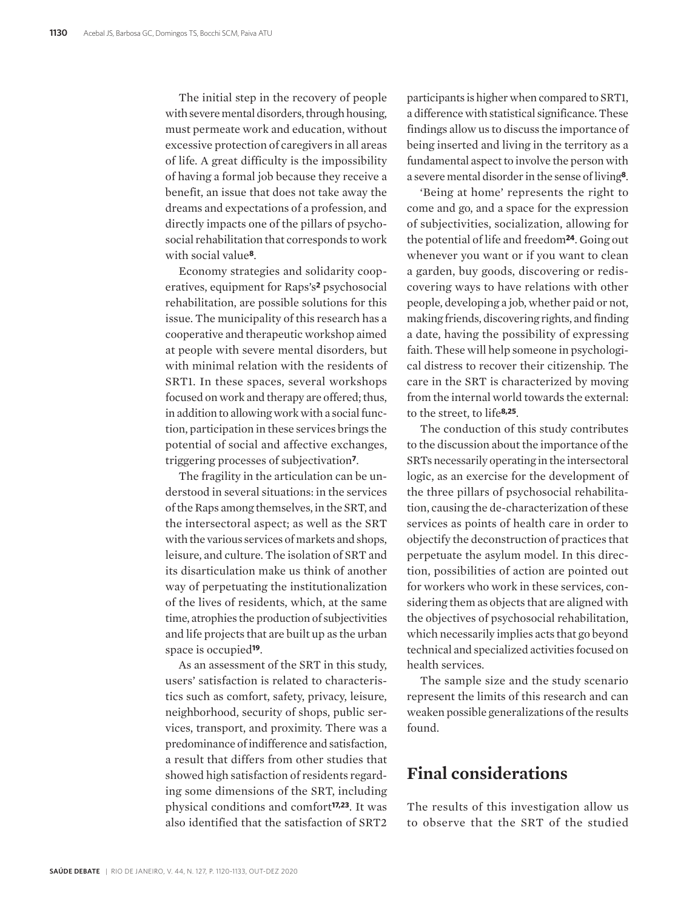The initial step in the recovery of people with severe mental disorders, through housing, must permeate work and education, without excessive protection of caregivers in all areas of life. A great difficulty is the impossibility of having a formal job because they receive a benefit, an issue that does not take away the dreams and expectations of a profession, and directly impacts one of the pillars of psychosocial rehabilitation that corresponds to work with social value[8].

Economy strategies and solidarity cooperatives, equipment for Raps's[2] psychosocial rehabilitation, are possible solutions for this issue. The municipality of this research has a cooperative and therapeutic workshop aimed at people with severe mental disorders, but with minimal relation with the residents of SRT1. In these spaces, several workshops focused on work and therapy are offered; thus, in addition to allowing work with a social function, participation in these services brings the potential of social and affective exchanges, triggering processes of subjectivation[7].

The fragility in the articulation can be understood in several situations: in the services of the Raps among themselves, in the SRT, and the intersectoral aspect; as well as the SRT with the various services of markets and shops, leisure, and culture. The isolation of SRT and its disarticulation make us think of another way of perpetuating the institutionalization of the lives of residents, which, at the same time, atrophies the production of subjectivities and life projects that are built up as the urban space is occupied[19].

As an assessment of the SRT in this study, users' satisfaction is related to characteristics such as comfort, safety, privacy, leisure, neighborhood, security of shops, public services, transport, and proximity. There was a predominance of indifference and satisfaction, a result that differs from other studies that showed high satisfaction of residents regarding some dimensions of the SRT, including physical conditions and comfort[17,23]. It was also identified that the satisfaction of SRT2 participants is higher when compared to SRT1, a difference with statistical significance. These findings allow us to discuss the importance of being inserted and living in the territory as a fundamental aspect to involve the person with a severe mental disorder in the sense of living[8].

'Being at home' represents the right to come and go, and a space for the expression of subjectivities, socialization, allowing for the potential of life and freedom[24]. Going out whenever you want or if you want to clean a garden, buy goods, discovering or rediscovering ways to have relations with other people, developing a job, whether paid or not, making friends, discovering rights, and finding a date, having the possibility of expressing faith. These will help someone in psychological distress to recover their citizenship. The care in the SRT is characterized by moving from the internal world towards the external: to the street, to life[8,25].

The conduction of this study contributes to the discussion about the importance of the SRTs necessarily operating in the intersectoral logic, as an exercise for the development of the three pillars of psychosocial rehabilitation, causing the de-characterization of these services as points of health care in order to objectify the deconstruction of practices that perpetuate the asylum model. In this direction, possibilities of action are pointed out for workers who work in these services, considering them as objects that are aligned with the objectives of psychosocial rehabilitation, which necessarily implies acts that go beyond technical and specialized activities focused on health services.

The sample size and the study scenario represent the limits of this research and can weaken possible generalizations of the results found.

## Final considerations

The results of this investigation allow us to observe that the SRT of the studied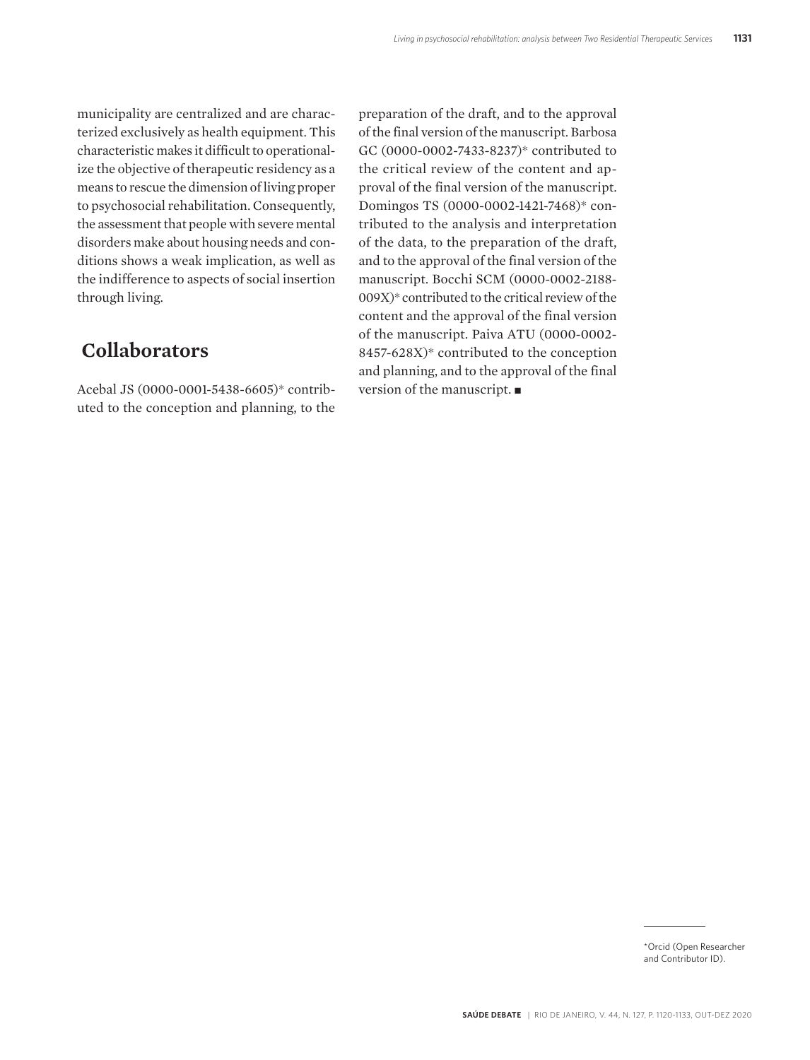municipality are centralized and are characterized exclusively as health equipment. This characteristic makes it difficult to operationalize the objective of therapeutic residency as a means to rescue the dimension of living proper to psychosocial rehabilitation. Consequently, the assessment that people with severe mental disorders make about housing needs and conditions shows a weak implication, as well as the indifference to aspects of social insertion through living.

## Collaborators

Acebal JS (0000-0001-5438-6605)* contributed to the conception and planning, to the preparation of the draft, and to the approval of the final version of the manuscript. Barbosa GC (0000-0002-7433-8237)* contributed to the critical review of the content and approval of the final version of the manuscript. Domingos TS (0000-0002-1421-7468)* contributed to the analysis and interpretation of the data, to the preparation of the draft, and to the approval of the final version of the manuscript. Bocchi SCM (0000-0002-2188-009X)* contributed to the critical review of the content and the approval of the final version of the manuscript. Paiva ATU (0000-0002-8457-628X)* contributed to the conception and planning, and to the approval of the final version of the manuscript. ■

*Orcid (Open Researcher and Contributor ID).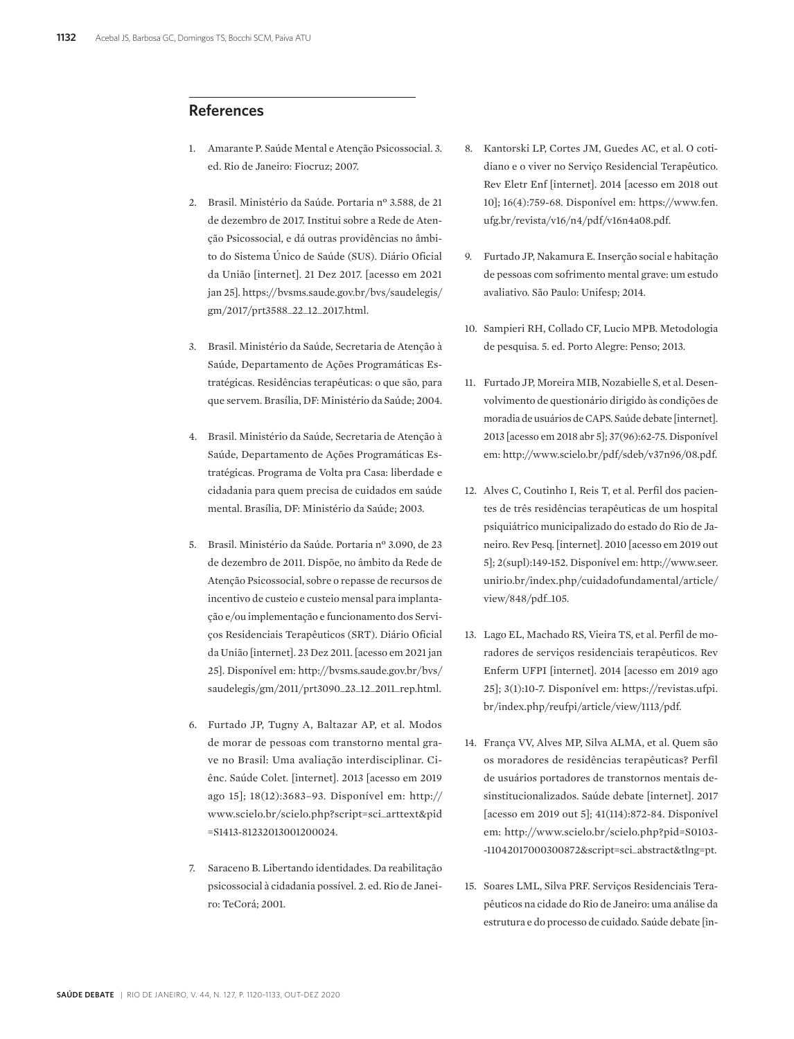## References

1. Amarante P. Saúde Mental e Atenção Psicossocial. 3. ed. Rio de Janeiro: Fiocruz; 2007.

2. Brasil. Ministério da Saúde. Portaria nº 3.588, de 21 de dezembro de 2017. Institui sobre a Rede de Atenção Psicossocial, e dá outras providências no âmbito do Sistema Único de Saúde (SUS). Diário Oficial da União [internet]. 21 Dez 2017. [acesso em 2021 jan 25]. https://bvsms.saude.gov.br/bvs/saudelegis/gm/2017/prt3588_22_12_2017.html.

3. Brasil. Ministério da Saúde, Secretaria de Atenção à Saúde, Departamento de Ações Programáticas Estratégicas. Residências terapêuticas: o que são, para que servem. Brasília, DF: Ministério da Saúde; 2004.

4. Brasil. Ministério da Saúde, Secretaria de Atenção à Saúde, Departamento de Ações Programáticas Estratégicas. Programa de Volta pra Casa: liberdade e cidadania para quem precisa de cuidados em saúde mental. Brasília, DF: Ministério da Saúde; 2003.

5. Brasil. Ministério da Saúde. Portaria nº 3.090, de 23 de dezembro de 2011. Dispõe, no âmbito da Rede de Atenção Psicossocial, sobre o repasse de recursos de incentivo de custeio e custeio mensal para implantação e/ou implementação e funcionamento dos Serviços Residenciais Terapêuticos (SRT). Diário Oficial da União [internet]. 23 Dez 2011. [acesso em 2021 jan 25]. Disponível em: http://bvsms.saude.gov.br/bvs/saudelegis/gm/2011/prt3090_23_12_2011_rep.html.

6. Furtado JP, Tugny A, Baltazar AP, et al. Modos de morar de pessoas com transtorno mental grave no Brasil: Uma avaliação interdisciplinar. Ciênc. Saúde Colet. [internet]. 2013 [acesso em 2019 ago 15]; 18(12):3683–93. Disponível em: http://www.scielo.br/scielo.php?script=sci_arttext&pid=S1413-81232013001200024.

7. Saraceno B. Libertando identidades. Da reabilitação psicossocial à cidadania possível. 2. ed. Rio de Janeiro: TeCorá; 2001.

8. Kantorski LP, Cortes JM, Guedes AC, et al. O cotidiano e o viver no Serviço Residencial Terapêutico. Rev Eletr Enf [internet]. 2014 [acesso em 2018 out 10]; 16(4):759-68. Disponível em: https://www.fen.ufg.br/revista/v16/n4/pdf/v16n4a08.pdf.

9. Furtado JP, Nakamura E. Inserção social e habitação de pessoas com sofrimento mental grave: um estudo avaliativo. São Paulo: Unifesp; 2014.

10. Sampieri RH, Collado CF, Lucio MPB. Metodologia de pesquisa. 5. ed. Porto Alegre: Penso; 2013.

11. Furtado JP, Moreira MIB, Nozabielle S, et al. Desenvolvimento de questionário dirigido às condições de moradia de usuários de CAPS. Saúde debate [internet]. 2013 [acesso em 2018 abr 5]; 37(96):62-75. Disponível em: http://www.scielo.br/pdf/sdeb/v37n96/08.pdf.

12. Alves C, Coutinho I, Reis T, et al. Perfil dos pacientes de três residências terapêuticas de um hospital psiquiátrico municipalizado do estado do Rio de Janeiro. Rev Pesq. [internet]. 2010 [acesso em 2019 out 5]; 2(supl):149-152. Disponível em: http://www.seer.unirio.br/index.php/cuidadofundamental/article/view/848/pdf_105.

13. Lago EL, Machado RS, Vieira TS, et al. Perfil de moradores de serviços residenciais terapêuticos. Rev Enferm UFPI [internet]. 2014 [acesso em 2019 ago 25]; 3(1):10-7. Disponível em: https://revistas.ufpi.br/index.php/reufpi/article/view/1113/pdf.

14. França VV, Alves MP, Silva ALMA, et al. Quem são os moradores de residências terapêuticas? Perfil de usuários portadores de transtornos mentais desinstitucionalizados. Saúde debate [internet]. 2017 [acesso em 2019 out 5]; 41(114):872-84. Disponível em: http://www.scielo.br/scielo.php?pid=S0103-11042017000300872&script=sci_abstract&tlng=pt.

15. Soares LML, Silva PRF. Serviços Residenciais Terapêuticos na cidade do Rio de Janeiro: uma análise da estrutura e do processo de cuidado. Saúde debate [in-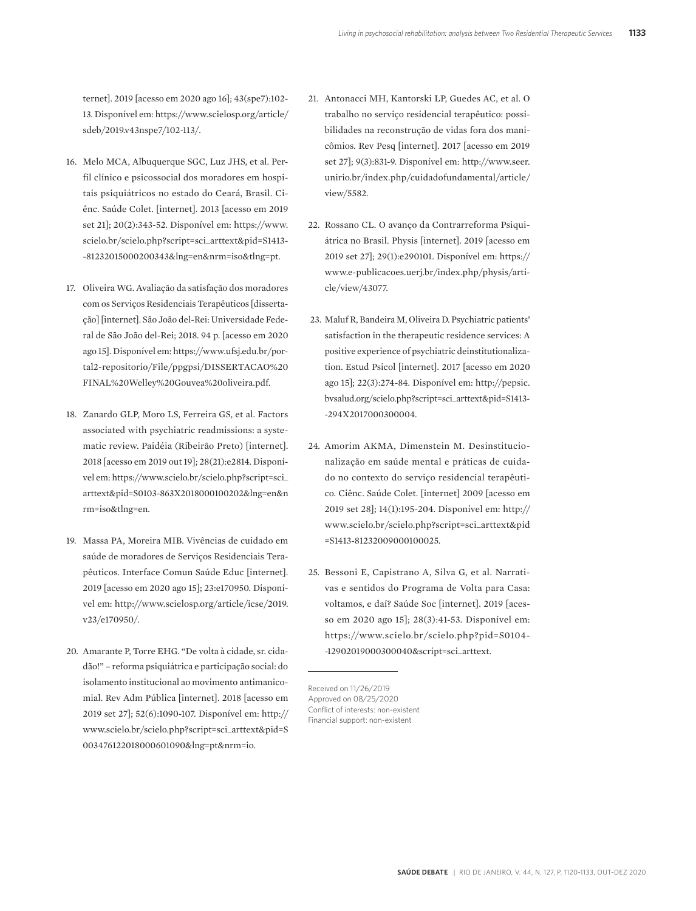ternet]. 2019 [acesso em 2020 ago 16]; 43(spe7):102-13. Disponível em: https://www.scielosp.org/article/sdeb/2019.v43nspe7/102-113/.

16. Melo MCA, Albuquerque SGC, Luz JHS, et al. Perfil clínico e psicossocial dos moradores em hospitais psiquiátricos no estado do Ceará, Brasil. Ciênc. Saúde Colet. [internet]. 2013 [acesso em 2019 set 21]; 20(2):343-52. Disponível em: https://www.scielo.br/scielo.php?script=sci_arttext&pid=S1413-81232015000200343&lng=en&nrm=iso&tlng=pt.

17. Oliveira WG. Avaliação da satisfação dos moradores com os Serviços Residenciais Terapêuticos [dissertação] [internet]. São João del-Rei: Universidade Federal de São João del-Rei; 2018. 94 p. [acesso em 2020 ago 15]. Disponível em: https://www.ufsj.edu.br/portal2-repositorio/File/ppgpsi/DISSERTACAO%20FINAL%20Welley%20Gouvea%20oliveira.pdf.

18. Zanardo GLP, Moro LS, Ferreira GS, et al. Factors associated with psychiatric readmissions: a systematic review. Paidéia (Ribeirão Preto) [internet]. 2018 [acesso em 2019 out 19]; 28(21):e2814. Disponível em: https://www.scielo.br/scielo.php?script=sci_arttext&pid=S0103-863X2018000100202&lng=en&nrm=iso&tlng=en.

19. Massa PA, Moreira MIB. Vivências de cuidado em saúde de moradores de Serviços Residenciais Terapêuticos. Interface Comun Saúde Educ [internet]. 2019 [acesso em 2020 ago 15]; 23:e170950. Disponível em: http://www.scielosp.org/article/icse/2019.v23/e170950/.

20. Amarante P, Torre EHG. "De volta à cidade, sr. cidadão!" – reforma psiquiátrica e participação social: do isolamento institucional ao movimento antimanicomial. Rev Adm Pública [internet]. 2018 [acesso em 2019 set 27]; 52(6):1090-107. Disponível em: http://www.scielo.br/scielo.php?script=sci_arttext&pid=S0034761220180006001090&lng=pt&nrm=io.

21. Antonacci MH, Kantorski LP, Guedes AC, et al. O trabalho no serviço residencial terapêutico: possibilidades na reconstrução de vidas fora dos manicômios. Rev Pesq [internet]. 2017 [acesso em 2019 set 27]; 9(3):831-9. Disponível em: http://www.seer.unirio.br/index.php/cuidadofundamental/article/view/5582.

22. Rossano CL. O avanço da Contrarreforma Psiquiátrica no Brasil. Physis [internet]. 2019 [acesso em 2019 set 27]; 29(1):e290101. Disponível em: https://www.e-publicacoes.uerj.br/index.php/physis/article/view/43077.

23. Maluf R, Bandeira M, Oliveira D. Psychiatric patients' satisfaction in the therapeutic residence services: A positive experience of psychiatric deinstitutionalization. Estud Psicol [internet]. 2017 [acesso em 2020 ago 15]; 22(3):274-84. Disponível em: http://pepsic.bvsalud.org/scielo.php?script=sci_arttext&pid=S1413-294X2017000300004.

24. Amorim AKMA, Dimenstein M. Desinstitucionalização em saúde mental e práticas de cuidado no contexto do serviço residencial terapêutico. Ciênc. Saúde Colet. [internet] 2009 [acesso em 2019 set 28]; 14(1):195-204. Disponível em: http://www.scielo.br/scielo.php?script=sci_arttext&pid=S1413-81232009000100025.

25. Bessoni E, Capistrano A, Silva G, et al. Narrativas e sentidos do Programa de Volta para Casa: voltamos, e daí? Saúde Soc [internet]. 2019 [acesso em 2020 ago 15]; 28(3):41-53. Disponível em: https://www.scielo.br/scielo.php?pid=S0104-12902019000300040&script=sci_arttext.

---

Received on 11/26/2019
Approved on 08/25/2020
Conflict of interests: non-existent
Financial support: non-existent